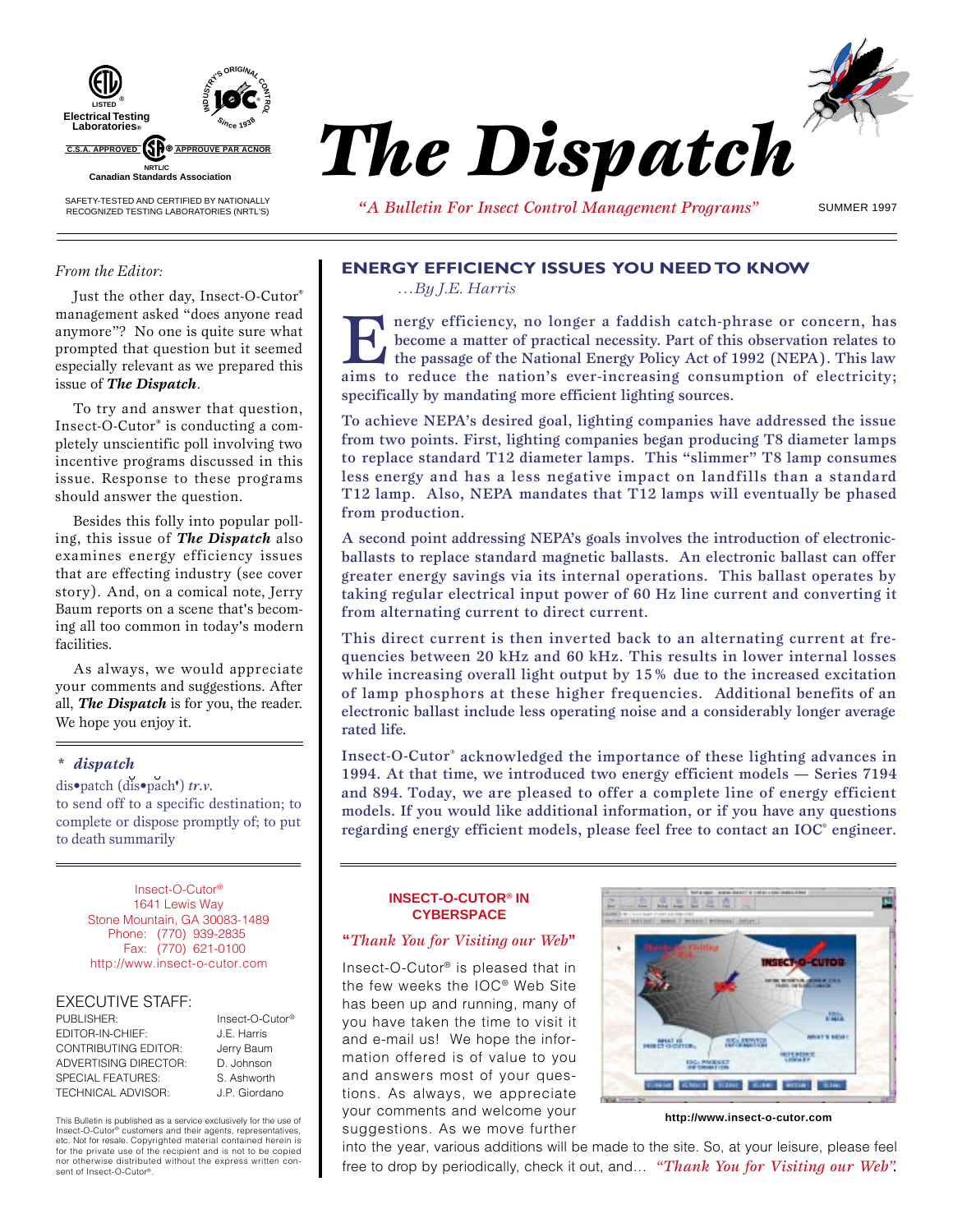LISTED

Electrical Testing Laboratories®

INDUSTRY'S ORIGINAL CONTROL — IOC® — Since 1938

C.S.A. APPROVED — CSA® — APPROUVE PAR ACNOR

NRTL/C

Canadian Standards Association

SAFETY-TESTED AND CERTIFIED BY NATIONALLY RECOGNIZED TESTING LABORATORIES (NRTL'S)

# The Dispatch

*"A Bulletin For Insect Control Management Programs"*

SUMMER 1997

*From the Editor:*

Just the other day, Insect-O-Cutor® management asked "does anyone read anymore"? No one is quite sure what prompted that question but it seemed especially relevant as we prepared this issue of ***The Dispatch***.

To try and answer that question, Insect-O-Cutor® is conducting a completely unscientific poll involving two incentive programs discussed in this issue. Response to these programs should answer the question.

Besides this folly into popular polling, this issue of ***The Dispatch*** also examines energy efficiency issues that are effecting industry (see cover story). And, on a comical note, Jerry Baum reports on a scene that's becoming all too common in today's modern facilities.

As always, we would appreciate your comments and suggestions. After all, ***The Dispatch*** is for you, the reader. We hope you enjoy it.

***\* dispatch***

dis•patch (dĭs•păch') *tr.v.*

to send off to a specific destination; to complete or dispose promptly of; to put to death summarily

Insect-O-Cutor®
1641 Lewis Way
Stone Mountain, GA 30083-1489
Phone: (770) 939-2835
Fax: (770) 621-0100
http://www.insect-o-cutor.com

EXECUTIVE STAFF:

| | |
|---|---|
| PUBLISHER: | Insect-O-Cutor® |
| EDITOR-IN-CHIEF: | J.E. Harris |
| CONTRIBUTING EDITOR: | Jerry Baum |
| ADVERTISING DIRECTOR: | D. Johnson |
| SPECIAL FEATURES: | S. Ashworth |
| TECHNICAL ADVISOR: | J.P. Giordano |

This Bulletin is published as a service exclusively for the use of Insect-O-Cutor® customers and their agents, representatives, etc. Not for resale. Copyrighted material contained herein is for the private use of the recipient and is not to be copied nor otherwise distributed without the express written consent of Insect-O-Cutor®.

## ENERGY EFFICIENCY ISSUES YOU NEED TO KNOW

*…By J.E. Harris*

**Energy efficiency, no longer a faddish catch-phrase or concern, has become a matter of practical necessity. Part of this observation relates to the passage of the National Energy Policy Act of 1992 (NEPA). This law aims to reduce the nation's ever-increasing consumption of electricity; specifically by mandating more efficient lighting sources.**

**To achieve NEPA's desired goal, lighting companies have addressed the issue from two points. First, lighting companies began producing T8 diameter lamps to replace standard T12 diameter lamps. This "slimmer" T8 lamp consumes less energy and has a less negative impact on landfills than a standard T12 lamp. Also, NEPA mandates that T12 lamps will eventually be phased from production.**

**A second point addressing NEPA's goals involves the introduction of electronic-ballasts to replace standard magnetic ballasts. An electronic ballast can offer greater energy savings via its internal operations. This ballast operates by taking regular electrical input power of 60 Hz line current and converting it from alternating current to direct current.**

**This direct current is then inverted back to an alternating current at frequencies between 20 kHz and 60 kHz. This results in lower internal losses while increasing overall light output by 15% due to the increased excitation of lamp phosphors at these higher frequencies. Additional benefits of an electronic ballast include less operating noise and a considerably longer average rated life.**

**Insect-O-Cutor® acknowledged the importance of these lighting advances in 1994. At that time, we introduced two energy efficient models — Series 7194 and 894. Today, we are pleased to offer a complete line of energy efficient models. If you would like additional information, or if you have any questions regarding energy efficient models, please feel free to contact an IOC® engineer.**

### INSECT-O-CUTOR® IN CYBERSPACE

**"***Thank You for Visiting our Web***"**

Insect-O-Cutor® is pleased that in the few weeks the IOC® Web Site has been up and running, many of you have taken the time to visit it and e-mail us! We hope the information offered is of value to you and answers most of your questions. As always, we appreciate your comments and welcome your suggestions. As we move further into the year, various additions will be made to the site. So, at your leisure, please feel free to drop by periodically, check it out, and… *"Thank You for Visiting our Web".*

**http://www.insect-o-cutor.com**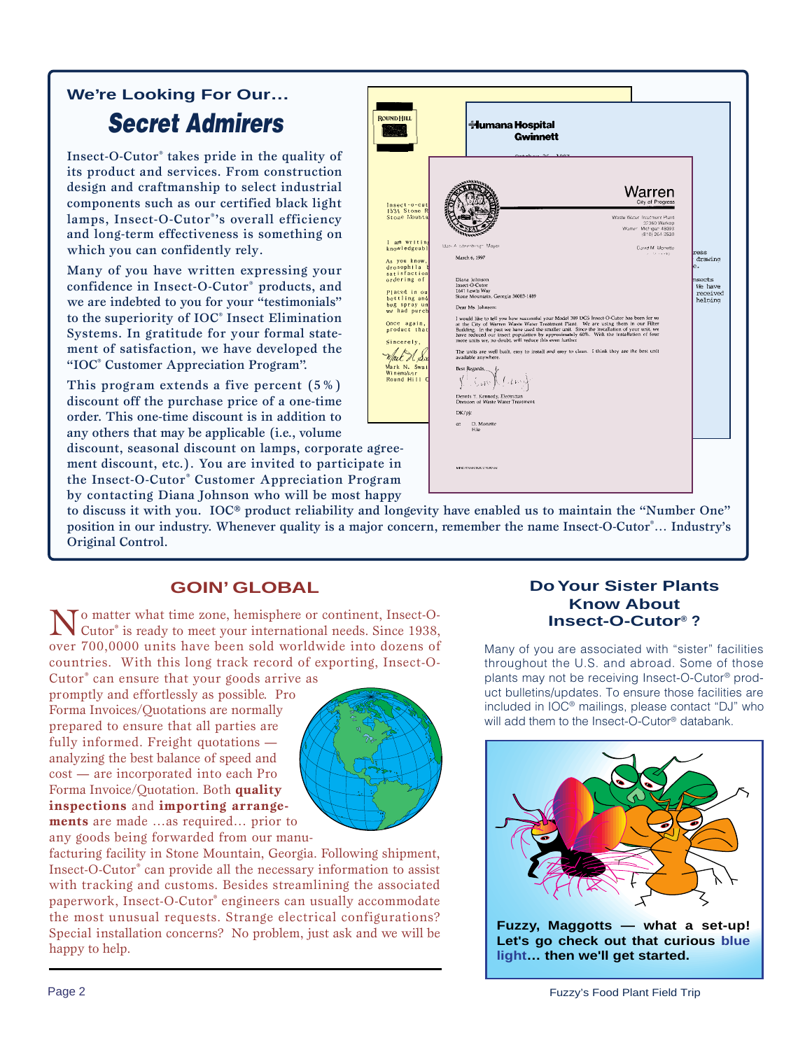### We're Looking For Our...

## Secret Admirers

Insect-O-Cutor® takes pride in the quality of its product and services. From construction design and craftmanship to select industrial components such as our certified black light lamps, Insect-O-Cutor®'s overall efficiency and long-term effectiveness is something on which you can confidently rely.

Many of you have written expressing your confidence in Insect-O-Cutor® products, and we are indebted to you for your "testimonials" to the superiority of IOC® Insect Elimination Systems. In gratitude for your formal statement of satisfaction, we have developed the "IOC® Customer Appreciation Program".

This program extends a five percent (5%) discount off the purchase price of a one-time order. This one-time discount is in addition to any others that may be applicable (i.e., volume discount, seasonal discount on lamps, corporate agreement discount, etc.). You are invited to participate in the Insect-O-Cutor® Customer Appreciation Program by contacting Diana Johnson who will be most happy to discuss it with you. IOC® product reliability and longevity have enabled us to maintain the "Number One" position in our industry. Whenever quality is a major concern, remember the name Insect-O-Cutor®... Industry's Original Control.

## GOIN' GLOBAL

No matter what time zone, hemisphere or continent, Insect-O-Cutor® is ready to meet your international needs. Since 1938, over 700,0000 units have been sold worldwide into dozens of countries. With this long track record of exporting, Insect-O-Cutor® can ensure that your goods arrive as promptly and effortlessly as possible. Pro Forma Invoices/Quotations are normally prepared to ensure that all parties are fully informed. Freight quotations — analyzing the best balance of speed and cost — are incorporated into each Pro Forma Invoice/Quotation. Both **quality inspections** and **importing arrangements** are made ...as required... prior to any goods being forwarded from our manufacturing facility in Stone Mountain, Georgia. Following shipment, Insect-O-Cutor® can provide all the necessary information to assist with tracking and customs. Besides streamlining the associated paperwork, Insect-O-Cutor® engineers can usually accommodate the most unusual requests. Strange electrical configurations? Special installation concerns? No problem, just ask and we will be happy to help.

## Do Your Sister Plants Know About Insect-O-Cutor® ?

Many of you are associated with "sister" facilities throughout the U.S. and abroad. Some of those plants may not be receiving Insect-O-Cutor® product bulletins/updates. To ensure those facilities are included in IOC® mailings, please contact "DJ" who will add them to the Insect-O-Cutor® databank.

**Fuzzy, Maggotts — what a set-up! Let's go check out that curious blue light... then we'll get started.**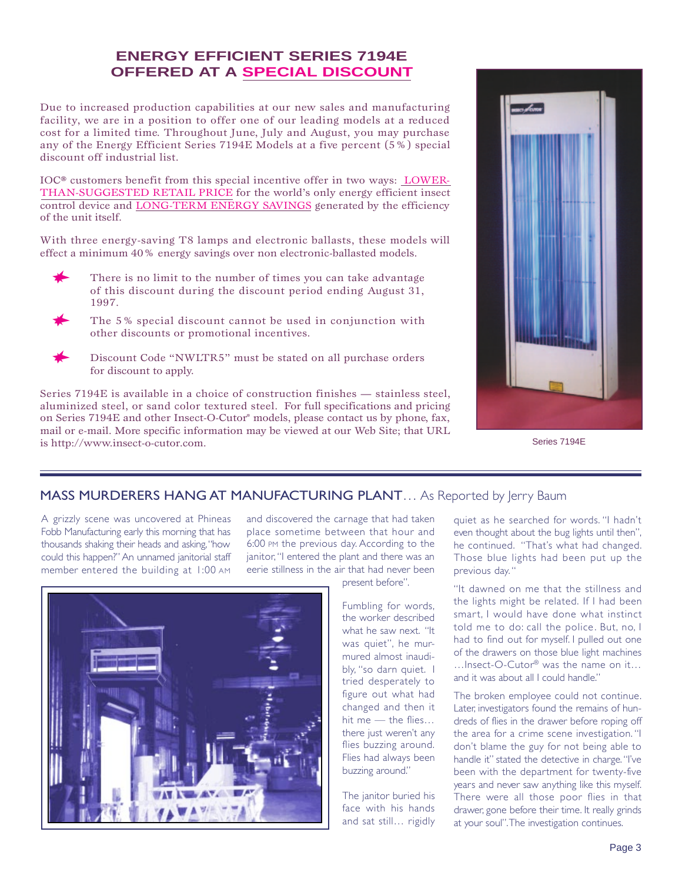## ENERGY EFFICIENT SERIES 7194E OFFERED AT A SPECIAL DISCOUNT

Due to increased production capabilities at our new sales and manufacturing facility, we are in a position to offer one of our leading models at a reduced cost for a limited time. Throughout June, July and August, you may purchase any of the Energy Efficient Series 7194E Models at a five percent (5%) special discount off industrial list.

IOC® customers benefit from this special incentive offer in two ways: LOWER-THAN-SUGGESTED RETAIL PRICE for the world's only energy efficient insect control device and LONG-TERM ENERGY SAVINGS generated by the efficiency of the unit itself.

With three energy-saving T8 lamps and electronic ballasts, these models will effect a minimum 40% energy savings over non electronic-ballasted models.

- There is no limit to the number of times you can take advantage of this discount during the discount period ending August 31, 1997.
- The 5% special discount cannot be used in conjunction with other discounts or promotional incentives.
- Discount Code "NWLTR5" must be stated on all purchase orders for discount to apply.

Series 7194E is available in a choice of construction finishes — stainless steel, aluminized steel, or sand color textured steel. For full specifications and pricing on Series 7194E and other Insect-O-Cutor® models, please contact us by phone, fax, mail or e-mail. More specific information may be viewed at our Web Site; that URL is http://www.insect-o-cutor.com.

Series 7194E

## MASS MURDERERS HANG AT MANUFACTURING PLANT… As Reported by Jerry Baum

A grizzly scene was uncovered at Phineas Fobb Manufacturing early this morning that has thousands shaking their heads and asking, "how could this happen?" An unnamed janitorial staff member entered the building at 1:00 AM and discovered the carnage that had taken place sometime between that hour and 6:00 PM the previous day. According to the janitor, "I entered the plant and there was an eerie stillness in the air that had never been present before".

Fumbling for words, the worker described what he saw next. "It was quiet", he murmured almost inaudibly, "so darn quiet. I tried desperately to figure out what had changed and then it hit me — the flies… there just weren't any flies buzzing around. Flies had always been buzzing around."

The janitor buried his face with his hands and sat still… rigidly quiet as he searched for words. "I hadn't even thought about the bug lights until then", he continued. "That's what had changed. Those blue lights had been put up the previous day."

"It dawned on me that the stillness and the lights might be related. If I had been smart, I would have done what instinct told me to do: call the police. But, no, I had to find out for myself. I pulled out one of the drawers on those blue light machines …Insect-O-Cutor® was the name on it… and it was about all I could handle."

The broken employee could not continue. Later, investigators found the remains of hundreds of flies in the drawer before roping off the area for a crime scene investigation. "I don't blame the guy for not being able to handle it" stated the detective in charge. "I've been with the department for twenty-five years and never saw anything like this myself. There were all those poor flies in that drawer, gone before their time. It really grinds at your soul". The investigation continues.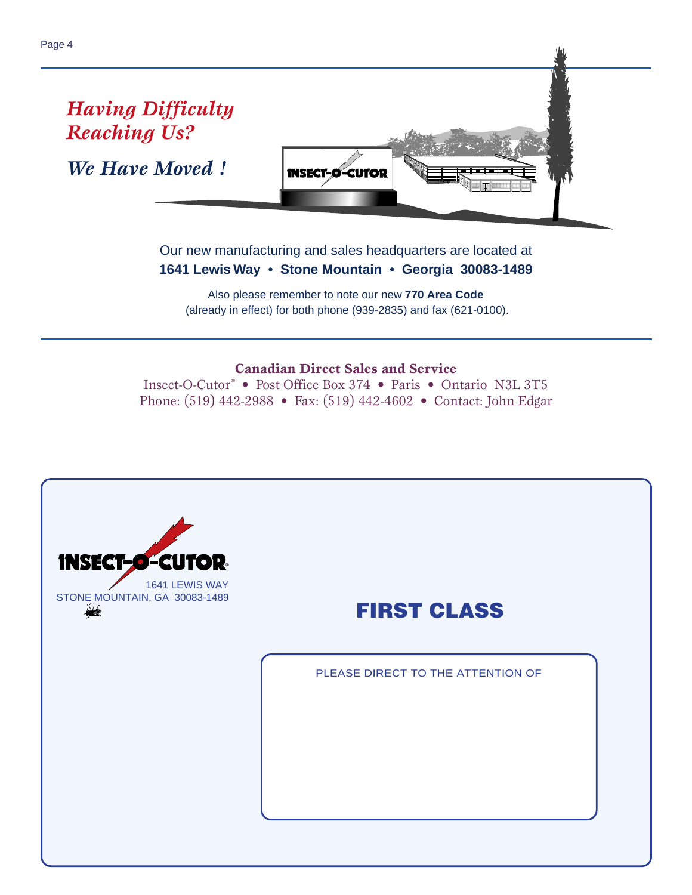## *Having Difficulty Reaching Us?*

## *We Have Moved !*

INSECT-O-CUTOR

Our new manufacturing and sales headquarters are located at
**1641 Lewis Way • Stone Mountain • Georgia 30083-1489**

Also please remember to note our new **770 Area Code**
(already in effect) for both phone (939-2835) and fax (621-0100).

**Canadian Direct Sales and Service**
Insect-O-Cutor® • Post Office Box 374 • Paris • Ontario N3L 3T5
Phone: (519) 442-2988 • Fax: (519) 442-4602 • Contact: John Edgar

INSECT-O-CUTOR®
1641 LEWIS WAY
STONE MOUNTAIN, GA 30083-1489

**FIRST CLASS**

PLEASE DIRECT TO THE ATTENTION OF